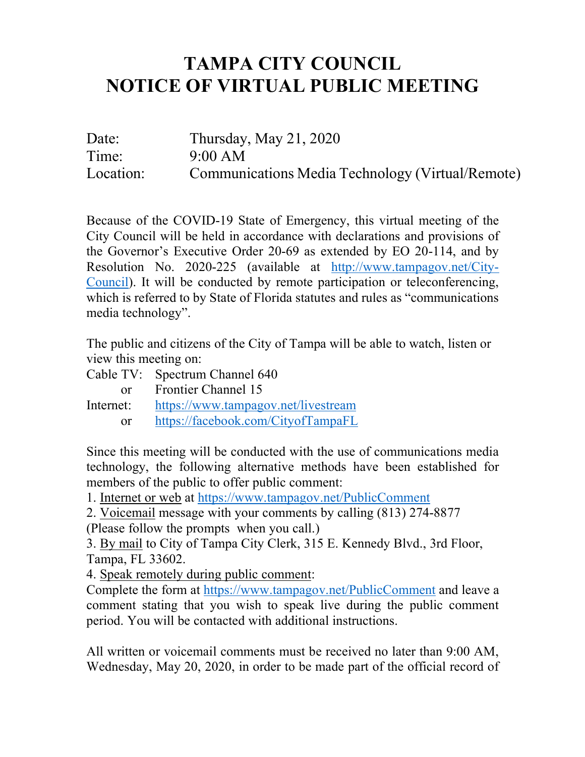# TAMPA CITY COUNCIL
# NOTICE OF VIRTUAL PUBLIC MEETING

| | |
|---|---|
| Date: | Thursday, May 21, 2020 |
| Time: | 9:00 AM |
| Location: | Communications Media Technology (Virtual/Remote) |

Because of the COVID-19 State of Emergency, this virtual meeting of the City Council will be held in accordance with declarations and provisions of the Governor's Executive Order 20-69 as extended by EO 20-114, and by Resolution No. 2020-225 (available at http://www.tampagov.net/City-Council). It will be conducted by remote participation or teleconferencing, which is referred to by State of Florida statutes and rules as "communications media technology".

The public and citizens of the City of Tampa will be able to watch, listen or view this meeting on:

Cable TV: Spectrum Channel 640
or Frontier Channel 15
Internet: https://www.tampagov.net/livestream
or https://facebook.com/CityofTampaFL

Since this meeting will be conducted with the use of communications media technology, the following alternative methods have been established for members of the public to offer public comment:

1. Internet or web at https://www.tampagov.net/PublicComment
2. Voicemail message with your comments by calling (813) 274-8877 (Please follow the prompts when you call.)
3. By mail to City of Tampa City Clerk, 315 E. Kennedy Blvd., 3rd Floor, Tampa, FL 33602.
4. Speak remotely during public comment:
Complete the form at https://www.tampagov.net/PublicComment and leave a comment stating that you wish to speak live during the public comment period. You will be contacted with additional instructions.

All written or voicemail comments must be received no later than 9:00 AM, Wednesday, May 20, 2020, in order to be made part of the official record of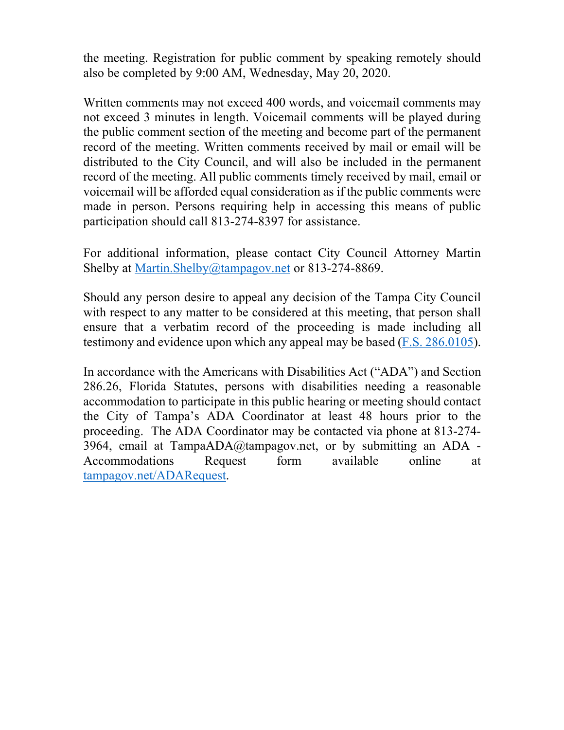the meeting. Registration for public comment by speaking remotely should also be completed by 9:00 AM, Wednesday, May 20, 2020.

Written comments may not exceed 400 words, and voicemail comments may not exceed 3 minutes in length. Voicemail comments will be played during the public comment section of the meeting and become part of the permanent record of the meeting. Written comments received by mail or email will be distributed to the City Council, and will also be included in the permanent record of the meeting. All public comments timely received by mail, email or voicemail will be afforded equal consideration as if the public comments were made in person. Persons requiring help in accessing this means of public participation should call 813-274-8397 for assistance.

For additional information, please contact City Council Attorney Martin Shelby at Martin.Shelby@tampagov.net or 813-274-8869.

Should any person desire to appeal any decision of the Tampa City Council with respect to any matter to be considered at this meeting, that person shall ensure that a verbatim record of the proceeding is made including all testimony and evidence upon which any appeal may be based (F.S. 286.0105).

In accordance with the Americans with Disabilities Act ("ADA") and Section 286.26, Florida Statutes, persons with disabilities needing a reasonable accommodation to participate in this public hearing or meeting should contact the City of Tampa's ADA Coordinator at least 48 hours prior to the proceeding. The ADA Coordinator may be contacted via phone at 813-274-3964, email at TampaADA@tampagov.net, or by submitting an ADA - Accommodations Request form available online at tampagov.net/ADARequest.